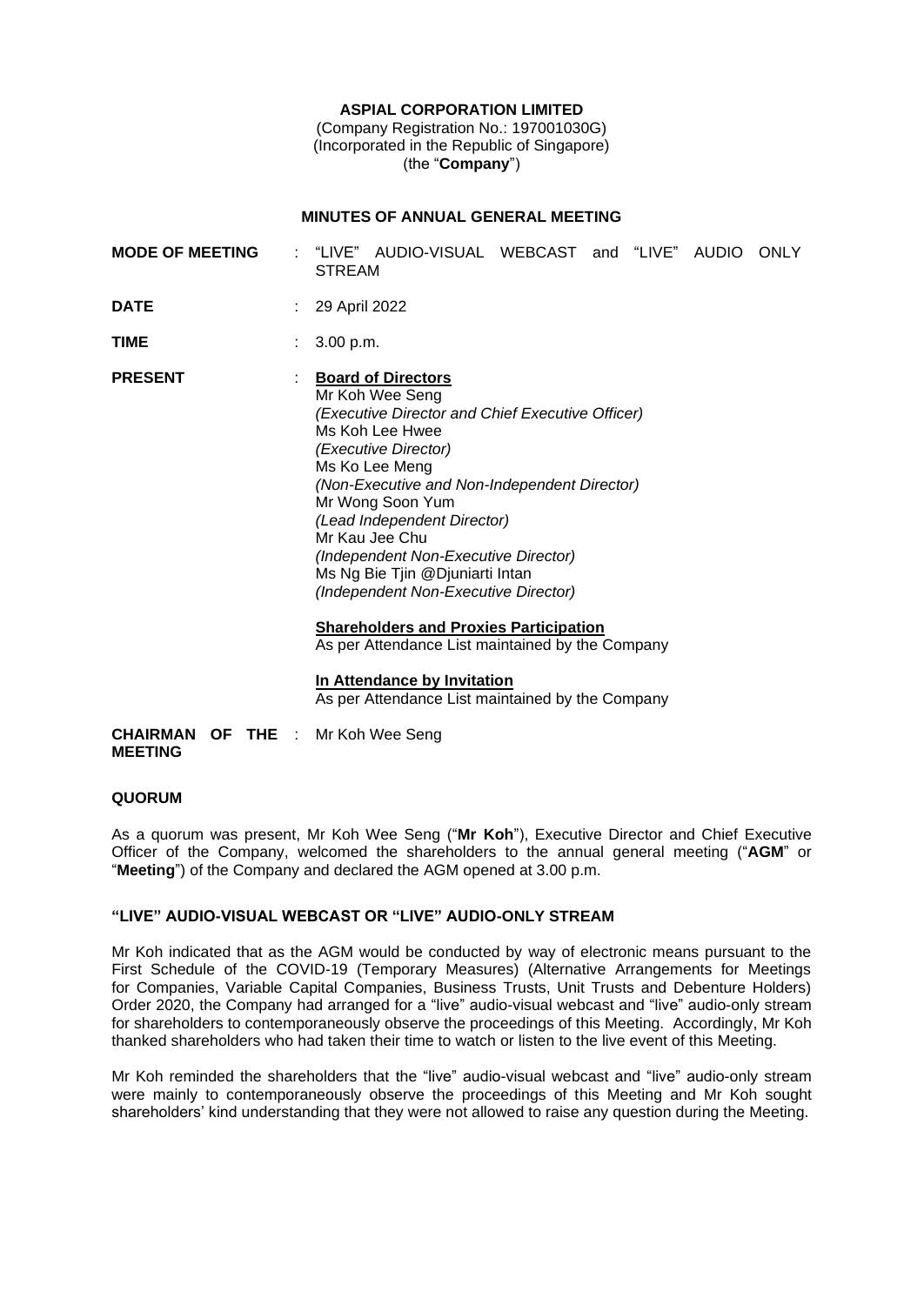**ASPIAL CORPORATION LIMITED**
(Company Registration No.: 197001030G)
(Incorporated in the Republic of Singapore)
(the "**Company**")

**MINUTES OF ANNUAL GENERAL MEETING**

| | | |
|---|---|---|
| **MODE OF MEETING** | : | "LIVE" AUDIO-VISUAL WEBCAST and "LIVE" AUDIO ONLY STREAM |
| **DATE** | : | 29 April 2022 |
| **TIME** | : | 3.00 p.m. |
| **PRESENT** | : | **Board of Directors**<br>Mr Koh Wee Seng<br>*(Executive Director and Chief Executive Officer)*<br>Ms Koh Lee Hwee<br>*(Executive Director)*<br>Ms Ko Lee Meng<br>*(Non-Executive and Non-Independent Director)*<br>Mr Wong Soon Yum<br>*(Lead Independent Director)*<br>Mr Kau Jee Chu<br>*(Independent Non-Executive Director)*<br>Ms Ng Bie Tjin @Djuniarti Intan<br>*(Independent Non-Executive Director)*<br><br>**Shareholders and Proxies Participation**<br>As per Attendance List maintained by the Company<br><br>**In Attendance by Invitation**<br>As per Attendance List maintained by the Company |
| **CHAIRMAN OF THE MEETING** | : | Mr Koh Wee Seng |

**QUORUM**

As a quorum was present, Mr Koh Wee Seng ("**Mr Koh**"), Executive Director and Chief Executive Officer of the Company, welcomed the shareholders to the annual general meeting ("**AGM**" or "**Meeting**") of the Company and declared the AGM opened at 3.00 p.m.

**"LIVE" AUDIO-VISUAL WEBCAST OR "LIVE" AUDIO-ONLY STREAM**

Mr Koh indicated that as the AGM would be conducted by way of electronic means pursuant to the First Schedule of the COVID-19 (Temporary Measures) (Alternative Arrangements for Meetings for Companies, Variable Capital Companies, Business Trusts, Unit Trusts and Debenture Holders) Order 2020, the Company had arranged for a "live" audio-visual webcast and "live" audio-only stream for shareholders to contemporaneously observe the proceedings of this Meeting. Accordingly, Mr Koh thanked shareholders who had taken their time to watch or listen to the live event of this Meeting.

Mr Koh reminded the shareholders that the "live" audio-visual webcast and "live" audio-only stream were mainly to contemporaneously observe the proceedings of this Meeting and Mr Koh sought shareholders' kind understanding that they were not allowed to raise any question during the Meeting.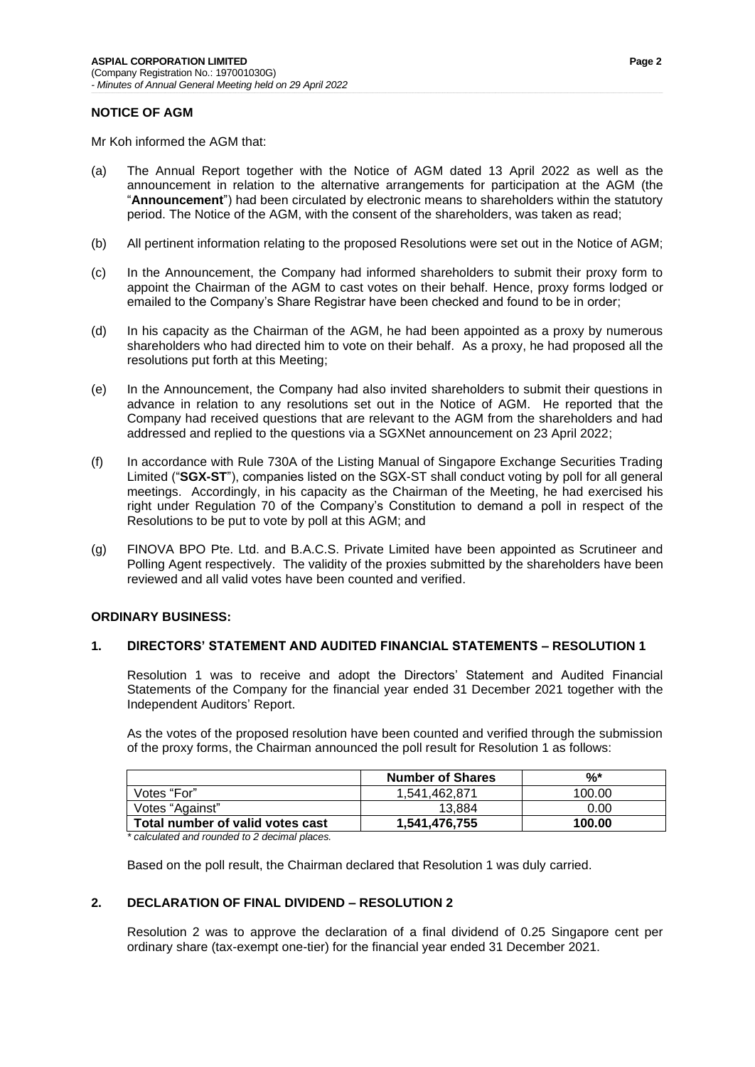## NOTICE OF AGM

Mr Koh informed the AGM that:

(a) The Annual Report together with the Notice of AGM dated 13 April 2022 as well as the announcement in relation to the alternative arrangements for participation at the AGM (the "**Announcement**") had been circulated by electronic means to shareholders within the statutory period. The Notice of the AGM, with the consent of the shareholders, was taken as read;

(b) All pertinent information relating to the proposed Resolutions were set out in the Notice of AGM;

(c) In the Announcement, the Company had informed shareholders to submit their proxy form to appoint the Chairman of the AGM to cast votes on their behalf. Hence, proxy forms lodged or emailed to the Company's Share Registrar have been checked and found to be in order;

(d) In his capacity as the Chairman of the AGM, he had been appointed as a proxy by numerous shareholders who had directed him to vote on their behalf. As a proxy, he had proposed all the resolutions put forth at this Meeting;

(e) In the Announcement, the Company had also invited shareholders to submit their questions in advance in relation to any resolutions set out in the Notice of AGM. He reported that the Company had received questions that are relevant to the AGM from the shareholders and had addressed and replied to the questions via a SGXNet announcement on 23 April 2022;

(f) In accordance with Rule 730A of the Listing Manual of Singapore Exchange Securities Trading Limited ("**SGX-ST**"), companies listed on the SGX-ST shall conduct voting by poll for all general meetings. Accordingly, in his capacity as the Chairman of the Meeting, he had exercised his right under Regulation 70 of the Company's Constitution to demand a poll in respect of the Resolutions to be put to vote by poll at this AGM; and

(g) FINOVA BPO Pte. Ltd. and B.A.C.S. Private Limited have been appointed as Scrutineer and Polling Agent respectively. The validity of the proxies submitted by the shareholders have been reviewed and all valid votes have been counted and verified.

## ORDINARY BUSINESS:

### 1. DIRECTORS' STATEMENT AND AUDITED FINANCIAL STATEMENTS – RESOLUTION 1

Resolution 1 was to receive and adopt the Directors' Statement and Audited Financial Statements of the Company for the financial year ended 31 December 2021 together with the Independent Auditors' Report.

As the votes of the proposed resolution have been counted and verified through the submission of the proxy forms, the Chairman announced the poll result for Resolution 1 as follows:

| | Number of Shares | %* |
|---|---|---|
| Votes "For" | 1,541,462,871 | 100.00 |
| Votes "Against" | 13,884 | 0.00 |
| **Total number of valid votes cast** | **1,541,476,755** | **100.00** |

*\* calculated and rounded to 2 decimal places.*

Based on the poll result, the Chairman declared that Resolution 1 was duly carried.

### 2. DECLARATION OF FINAL DIVIDEND – RESOLUTION 2

Resolution 2 was to approve the declaration of a final dividend of 0.25 Singapore cent per ordinary share (tax-exempt one-tier) for the financial year ended 31 December 2021.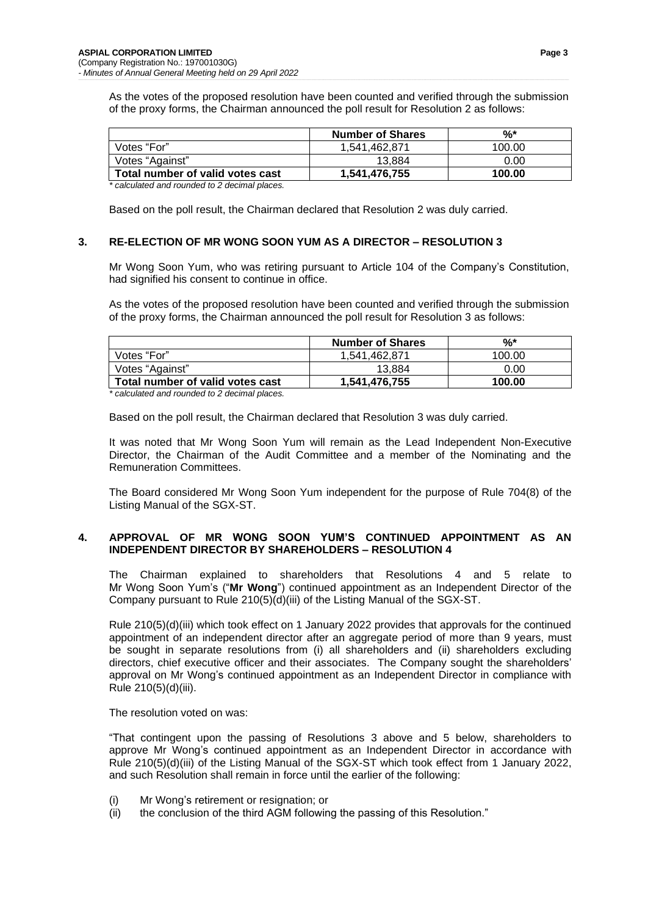As the votes of the proposed resolution have been counted and verified through the submission of the proxy forms, the Chairman announced the poll result for Resolution 2 as follows:

| | Number of Shares | %* |
|---|---|---|
| Votes "For" | 1,541,462,871 | 100.00 |
| Votes "Against" | 13,884 | 0.00 |
| **Total number of valid votes cast** | **1,541,476,755** | **100.00** |

*\* calculated and rounded to 2 decimal places.*

Based on the poll result, the Chairman declared that Resolution 2 was duly carried.

### 3. RE-ELECTION OF MR WONG SOON YUM AS A DIRECTOR – RESOLUTION 3

Mr Wong Soon Yum, who was retiring pursuant to Article 104 of the Company's Constitution, had signified his consent to continue in office.

As the votes of the proposed resolution have been counted and verified through the submission of the proxy forms, the Chairman announced the poll result for Resolution 3 as follows:

| | Number of Shares | %* |
|---|---|---|
| Votes "For" | 1,541,462,871 | 100.00 |
| Votes "Against" | 13,884 | 0.00 |
| **Total number of valid votes cast** | **1,541,476,755** | **100.00** |

*\* calculated and rounded to 2 decimal places.*

Based on the poll result, the Chairman declared that Resolution 3 was duly carried.

It was noted that Mr Wong Soon Yum will remain as the Lead Independent Non-Executive Director, the Chairman of the Audit Committee and a member of the Nominating and the Remuneration Committees.

The Board considered Mr Wong Soon Yum independent for the purpose of Rule 704(8) of the Listing Manual of the SGX-ST.

### 4. APPROVAL OF MR WONG SOON YUM'S CONTINUED APPOINTMENT AS AN INDEPENDENT DIRECTOR BY SHAREHOLDERS – RESOLUTION 4

The Chairman explained to shareholders that Resolutions 4 and 5 relate to Mr Wong Soon Yum's ("**Mr Wong**") continued appointment as an Independent Director of the Company pursuant to Rule 210(5)(d)(iii) of the Listing Manual of the SGX-ST.

Rule 210(5)(d)(iii) which took effect on 1 January 2022 provides that approvals for the continued appointment of an independent director after an aggregate period of more than 9 years, must be sought in separate resolutions from (i) all shareholders and (ii) shareholders excluding directors, chief executive officer and their associates. The Company sought the shareholders' approval on Mr Wong's continued appointment as an Independent Director in compliance with Rule 210(5)(d)(iii).

The resolution voted on was:

"That contingent upon the passing of Resolutions 3 above and 5 below, shareholders to approve Mr Wong's continued appointment as an Independent Director in accordance with Rule 210(5)(d)(iii) of the Listing Manual of the SGX-ST which took effect from 1 January 2022, and such Resolution shall remain in force until the earlier of the following:

(i) Mr Wong's retirement or resignation; or
(ii) the conclusion of the third AGM following the passing of this Resolution."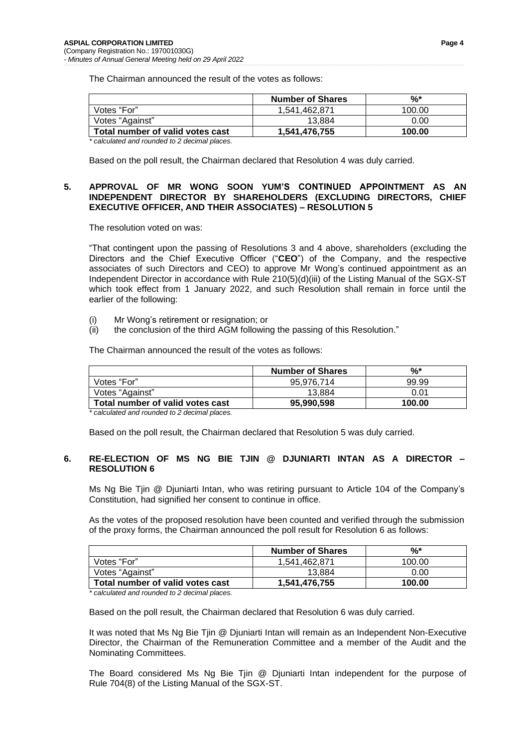The Chairman announced the result of the votes as follows:

| | Number of Shares | %* |
|---|---|---|
| Votes "For" | 1,541,462,871 | 100.00 |
| Votes "Against" | 13,884 | 0.00 |
| **Total number of valid votes cast** | **1,541,476,755** | **100.00** |

*\* calculated and rounded to 2 decimal places.*

Based on the poll result, the Chairman declared that Resolution 4 was duly carried.

## 5. APPROVAL OF MR WONG SOON YUM'S CONTINUED APPOINTMENT AS AN INDEPENDENT DIRECTOR BY SHAREHOLDERS (EXCLUDING DIRECTORS, CHIEF EXECUTIVE OFFICER, AND THEIR ASSOCIATES) – RESOLUTION 5

The resolution voted on was:

"That contingent upon the passing of Resolutions 3 and 4 above, shareholders (excluding the Directors and the Chief Executive Officer ("**CEO**") of the Company, and the respective associates of such Directors and CEO) to approve Mr Wong's continued appointment as an Independent Director in accordance with Rule 210(5)(d)(iii) of the Listing Manual of the SGX-ST which took effect from 1 January 2022, and such Resolution shall remain in force until the earlier of the following:

(i) Mr Wong's retirement or resignation; or
(ii) the conclusion of the third AGM following the passing of this Resolution."

The Chairman announced the result of the votes as follows:

| | Number of Shares | %* |
|---|---|---|
| Votes "For" | 95,976,714 | 99.99 |
| Votes "Against" | 13,884 | 0.01 |
| **Total number of valid votes cast** | **95,990,598** | **100.00** |

*\* calculated and rounded to 2 decimal places.*

Based on the poll result, the Chairman declared that Resolution 5 was duly carried.

## 6. RE-ELECTION OF MS NG BIE TJIN @ DJUNIARTI INTAN AS A DIRECTOR – RESOLUTION 6

Ms Ng Bie Tjin @ Djuniarti Intan, who was retiring pursuant to Article 104 of the Company's Constitution, had signified her consent to continue in office.

As the votes of the proposed resolution have been counted and verified through the submission of the proxy forms, the Chairman announced the poll result for Resolution 6 as follows:

| | Number of Shares | %* |
|---|---|---|
| Votes "For" | 1,541,462,871 | 100.00 |
| Votes "Against" | 13,884 | 0.00 |
| **Total number of valid votes cast** | **1,541,476,755** | **100.00** |

*\* calculated and rounded to 2 decimal places.*

Based on the poll result, the Chairman declared that Resolution 6 was duly carried.

It was noted that Ms Ng Bie Tjin @ Djuniarti Intan will remain as an Independent Non-Executive Director, the Chairman of the Remuneration Committee and a member of the Audit and the Nominating Committees.

The Board considered Ms Ng Bie Tjin @ Djuniarti Intan independent for the purpose of Rule 704(8) of the Listing Manual of the SGX-ST.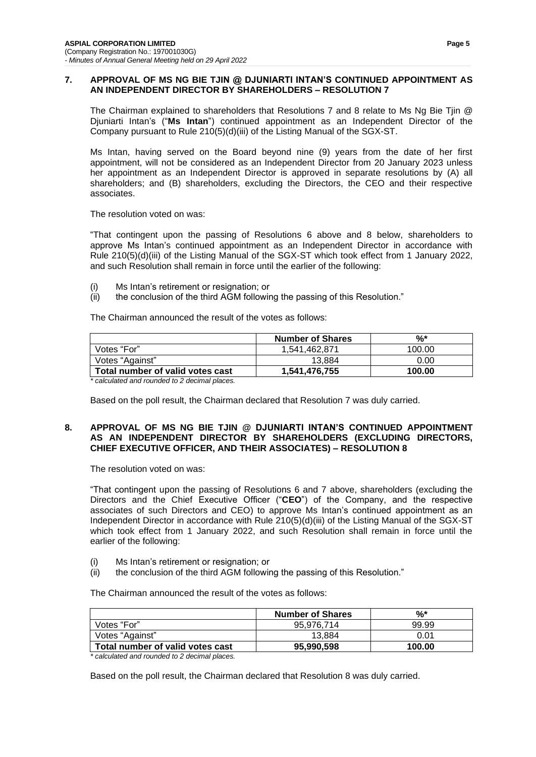## 7. APPROVAL OF MS NG BIE TJIN @ DJUNIARTI INTAN'S CONTINUED APPOINTMENT AS AN INDEPENDENT DIRECTOR BY SHAREHOLDERS – RESOLUTION 7

The Chairman explained to shareholders that Resolutions 7 and 8 relate to Ms Ng Bie Tjin @ Djuniarti Intan's ("**Ms Intan**") continued appointment as an Independent Director of the Company pursuant to Rule 210(5)(d)(iii) of the Listing Manual of the SGX-ST.

Ms Intan, having served on the Board beyond nine (9) years from the date of her first appointment, will not be considered as an Independent Director from 20 January 2023 unless her appointment as an Independent Director is approved in separate resolutions by (A) all shareholders; and (B) shareholders, excluding the Directors, the CEO and their respective associates.

The resolution voted on was:

"That contingent upon the passing of Resolutions 6 above and 8 below, shareholders to approve Ms Intan's continued appointment as an Independent Director in accordance with Rule 210(5)(d)(iii) of the Listing Manual of the SGX-ST which took effect from 1 January 2022, and such Resolution shall remain in force until the earlier of the following:

(i) Ms Intan's retirement or resignation; or
(ii) the conclusion of the third AGM following the passing of this Resolution."

The Chairman announced the result of the votes as follows:

| | Number of Shares | %* |
|---|---|---|
| Votes "For" | 1,541,462,871 | 100.00 |
| Votes "Against" | 13,884 | 0.00 |
| **Total number of valid votes cast** | **1,541,476,755** | **100.00** |

*\* calculated and rounded to 2 decimal places.*

Based on the poll result, the Chairman declared that Resolution 7 was duly carried.

## 8. APPROVAL OF MS NG BIE TJIN @ DJUNIARTI INTAN'S CONTINUED APPOINTMENT AS AN INDEPENDENT DIRECTOR BY SHAREHOLDERS (EXCLUDING DIRECTORS, CHIEF EXECUTIVE OFFICER, AND THEIR ASSOCIATES) – RESOLUTION 8

The resolution voted on was:

"That contingent upon the passing of Resolutions 6 and 7 above, shareholders (excluding the Directors and the Chief Executive Officer ("**CEO**") of the Company, and the respective associates of such Directors and CEO) to approve Ms Intan's continued appointment as an Independent Director in accordance with Rule 210(5)(d)(iii) of the Listing Manual of the SGX-ST which took effect from 1 January 2022, and such Resolution shall remain in force until the earlier of the following:

(i) Ms Intan's retirement or resignation; or
(ii) the conclusion of the third AGM following the passing of this Resolution."

The Chairman announced the result of the votes as follows:

| | Number of Shares | %* |
|---|---|---|
| Votes "For" | 95,976,714 | 99.99 |
| Votes "Against" | 13,884 | 0.01 |
| **Total number of valid votes cast** | **95,990,598** | **100.00** |

*\* calculated and rounded to 2 decimal places.*

Based on the poll result, the Chairman declared that Resolution 8 was duly carried.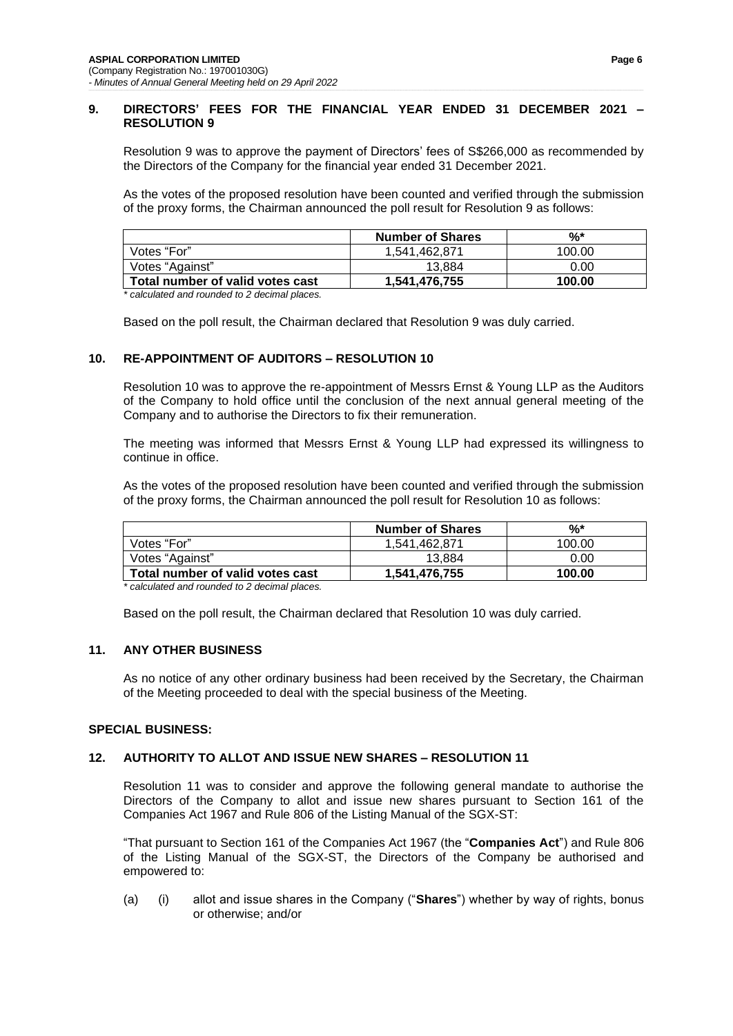## 9. DIRECTORS' FEES FOR THE FINANCIAL YEAR ENDED 31 DECEMBER 2021 – RESOLUTION 9

Resolution 9 was to approve the payment of Directors' fees of S$266,000 as recommended by the Directors of the Company for the financial year ended 31 December 2021.

As the votes of the proposed resolution have been counted and verified through the submission of the proxy forms, the Chairman announced the poll result for Resolution 9 as follows:

| | Number of Shares | %* |
|---|---|---|
| Votes "For" | 1,541,462,871 | 100.00 |
| Votes "Against" | 13,884 | 0.00 |
| **Total number of valid votes cast** | **1,541,476,755** | **100.00** |

*\* calculated and rounded to 2 decimal places.*

Based on the poll result, the Chairman declared that Resolution 9 was duly carried.

## 10. RE-APPOINTMENT OF AUDITORS – RESOLUTION 10

Resolution 10 was to approve the re-appointment of Messrs Ernst & Young LLP as the Auditors of the Company to hold office until the conclusion of the next annual general meeting of the Company and to authorise the Directors to fix their remuneration.

The meeting was informed that Messrs Ernst & Young LLP had expressed its willingness to continue in office.

As the votes of the proposed resolution have been counted and verified through the submission of the proxy forms, the Chairman announced the poll result for Resolution 10 as follows:

| | Number of Shares | %* |
|---|---|---|
| Votes "For" | 1,541,462,871 | 100.00 |
| Votes "Against" | 13,884 | 0.00 |
| **Total number of valid votes cast** | **1,541,476,755** | **100.00** |

*\* calculated and rounded to 2 decimal places.*

Based on the poll result, the Chairman declared that Resolution 10 was duly carried.

## 11. ANY OTHER BUSINESS

As no notice of any other ordinary business had been received by the Secretary, the Chairman of the Meeting proceeded to deal with the special business of the Meeting.

## SPECIAL BUSINESS:

## 12. AUTHORITY TO ALLOT AND ISSUE NEW SHARES – RESOLUTION 11

Resolution 11 was to consider and approve the following general mandate to authorise the Directors of the Company to allot and issue new shares pursuant to Section 161 of the Companies Act 1967 and Rule 806 of the Listing Manual of the SGX-ST:

"That pursuant to Section 161 of the Companies Act 1967 (the "**Companies Act**") and Rule 806 of the Listing Manual of the SGX-ST, the Directors of the Company be authorised and empowered to:

(a) (i) allot and issue shares in the Company ("**Shares**") whether by way of rights, bonus or otherwise; and/or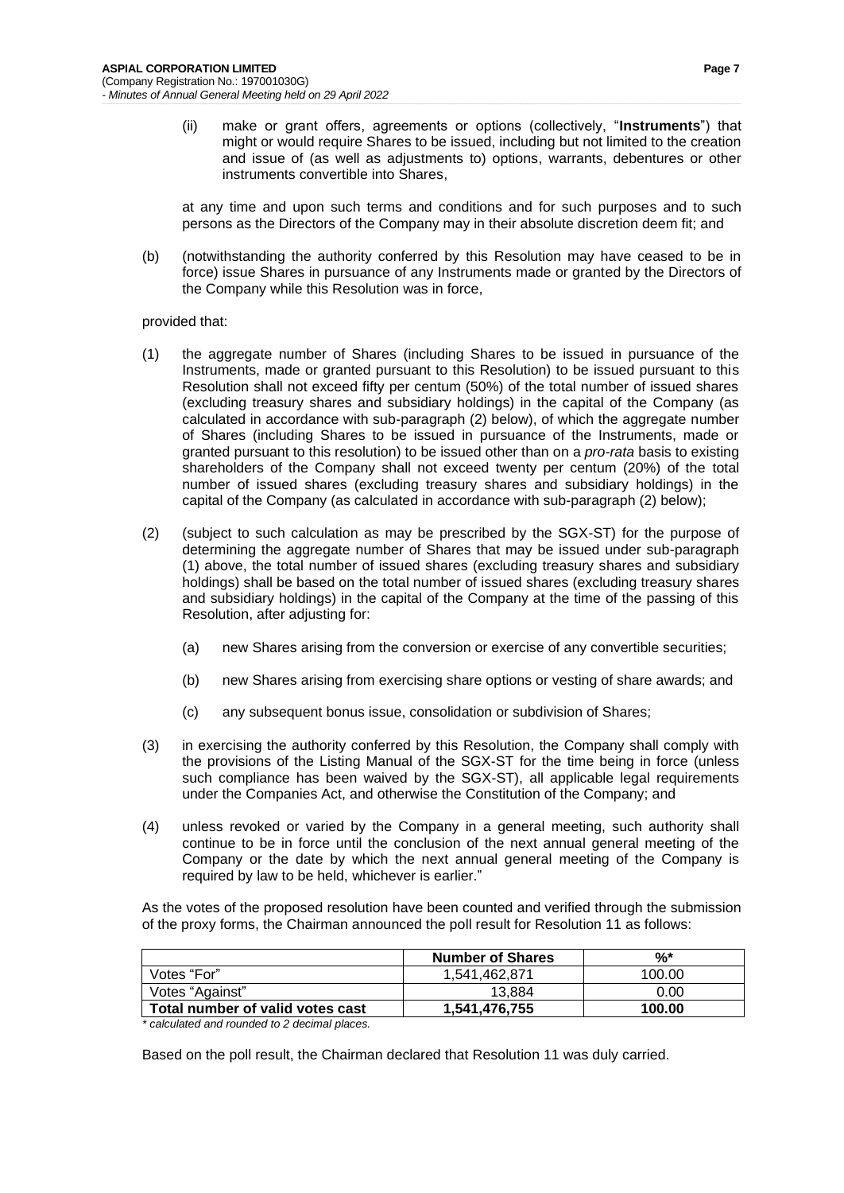(ii) make or grant offers, agreements or options (collectively, "**Instruments**") that might or would require Shares to be issued, including but not limited to the creation and issue of (as well as adjustments to) options, warrants, debentures or other instruments convertible into Shares,

at any time and upon such terms and conditions and for such purposes and to such persons as the Directors of the Company may in their absolute discretion deem fit; and

(b) (notwithstanding the authority conferred by this Resolution may have ceased to be in force) issue Shares in pursuance of any Instruments made or granted by the Directors of the Company while this Resolution was in force,

provided that:

(1) the aggregate number of Shares (including Shares to be issued in pursuance of the Instruments, made or granted pursuant to this Resolution) to be issued pursuant to this Resolution shall not exceed fifty per centum (50%) of the total number of issued shares (excluding treasury shares and subsidiary holdings) in the capital of the Company (as calculated in accordance with sub-paragraph (2) below), of which the aggregate number of Shares (including Shares to be issued in pursuance of the Instruments, made or granted pursuant to this resolution) to be issued other than on a *pro-rata* basis to existing shareholders of the Company shall not exceed twenty per centum (20%) of the total number of issued shares (excluding treasury shares and subsidiary holdings) in the capital of the Company (as calculated in accordance with sub-paragraph (2) below);

(2) (subject to such calculation as may be prescribed by the SGX-ST) for the purpose of determining the aggregate number of Shares that may be issued under sub-paragraph (1) above, the total number of issued shares (excluding treasury shares and subsidiary holdings) shall be based on the total number of issued shares (excluding treasury shares and subsidiary holdings) in the capital of the Company at the time of the passing of this Resolution, after adjusting for:

   (a) new Shares arising from the conversion or exercise of any convertible securities;

   (b) new Shares arising from exercising share options or vesting of share awards; and

   (c) any subsequent bonus issue, consolidation or subdivision of Shares;

(3) in exercising the authority conferred by this Resolution, the Company shall comply with the provisions of the Listing Manual of the SGX-ST for the time being in force (unless such compliance has been waived by the SGX-ST), all applicable legal requirements under the Companies Act, and otherwise the Constitution of the Company; and

(4) unless revoked or varied by the Company in a general meeting, such authority shall continue to be in force until the conclusion of the next annual general meeting of the Company or the date by which the next annual general meeting of the Company is required by law to be held, whichever is earlier."

As the votes of the proposed resolution have been counted and verified through the submission of the proxy forms, the Chairman announced the poll result for Resolution 11 as follows:

| | **Number of Shares** | **%*** |
|---|---|---|
| Votes "For" | 1,541,462,871 | 100.00 |
| Votes "Against" | 13,884 | 0.00 |
| **Total number of valid votes cast** | **1,541,476,755** | **100.00** |

*\* calculated and rounded to 2 decimal places.*

Based on the poll result, the Chairman declared that Resolution 11 was duly carried.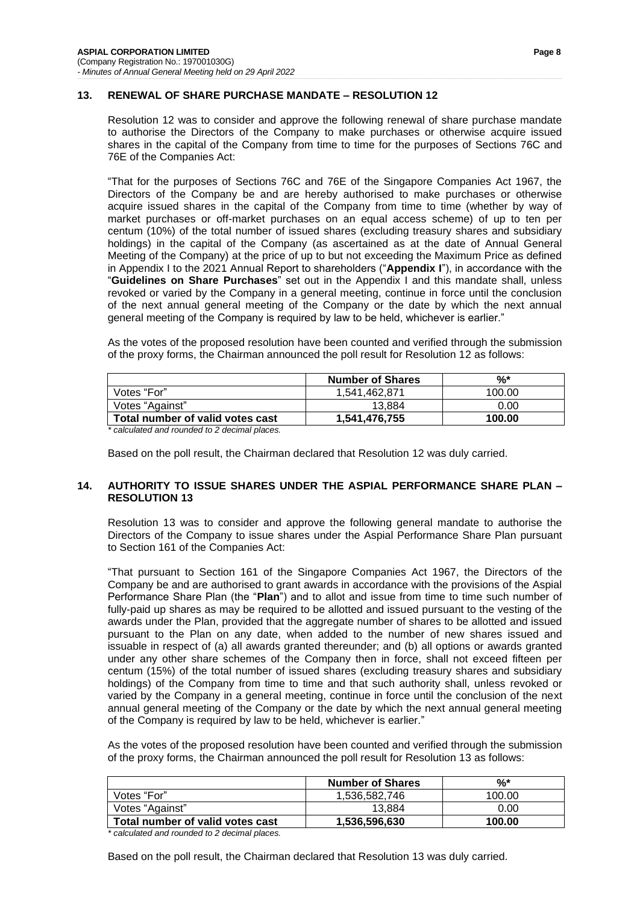## 13. RENEWAL OF SHARE PURCHASE MANDATE – RESOLUTION 12

Resolution 12 was to consider and approve the following renewal of share purchase mandate to authorise the Directors of the Company to make purchases or otherwise acquire issued shares in the capital of the Company from time to time for the purposes of Sections 76C and 76E of the Companies Act:

"That for the purposes of Sections 76C and 76E of the Singapore Companies Act 1967, the Directors of the Company be and are hereby authorised to make purchases or otherwise acquire issued shares in the capital of the Company from time to time (whether by way of market purchases or off-market purchases on an equal access scheme) of up to ten per centum (10%) of the total number of issued shares (excluding treasury shares and subsidiary holdings) in the capital of the Company (as ascertained as at the date of Annual General Meeting of the Company) at the price of up to but not exceeding the Maximum Price as defined in Appendix I to the 2021 Annual Report to shareholders ("**Appendix I**"), in accordance with the "**Guidelines on Share Purchases**" set out in the Appendix I and this mandate shall, unless revoked or varied by the Company in a general meeting, continue in force until the conclusion of the next annual general meeting of the Company or the date by which the next annual general meeting of the Company is required by law to be held, whichever is earlier."

As the votes of the proposed resolution have been counted and verified through the submission of the proxy forms, the Chairman announced the poll result for Resolution 12 as follows:

| | **Number of Shares** | **%*** |
|---|---|---|
| Votes "For" | 1,541,462,871 | 100.00 |
| Votes "Against" | 13,884 | 0.00 |
| **Total number of valid votes cast** | **1,541,476,755** | **100.00** |

*\* calculated and rounded to 2 decimal places.*

Based on the poll result, the Chairman declared that Resolution 12 was duly carried.

## 14. AUTHORITY TO ISSUE SHARES UNDER THE ASPIAL PERFORMANCE SHARE PLAN – RESOLUTION 13

Resolution 13 was to consider and approve the following general mandate to authorise the Directors of the Company to issue shares under the Aspial Performance Share Plan pursuant to Section 161 of the Companies Act:

"That pursuant to Section 161 of the Singapore Companies Act 1967, the Directors of the Company be and are authorised to grant awards in accordance with the provisions of the Aspial Performance Share Plan (the "**Plan**") and to allot and issue from time to time such number of fully-paid up shares as may be required to be allotted and issued pursuant to the vesting of the awards under the Plan, provided that the aggregate number of shares to be allotted and issued pursuant to the Plan on any date, when added to the number of new shares issued and issuable in respect of (a) all awards granted thereunder; and (b) all options or awards granted under any other share schemes of the Company then in force, shall not exceed fifteen per centum (15%) of the total number of issued shares (excluding treasury shares and subsidiary holdings) of the Company from time to time and that such authority shall, unless revoked or varied by the Company in a general meeting, continue in force until the conclusion of the next annual general meeting of the Company or the date by which the next annual general meeting of the Company is required by law to be held, whichever is earlier."

As the votes of the proposed resolution have been counted and verified through the submission of the proxy forms, the Chairman announced the poll result for Resolution 13 as follows:

| | **Number of Shares** | **%*** |
|---|---|---|
| Votes "For" | 1,536,582,746 | 100.00 |
| Votes "Against" | 13,884 | 0.00 |
| **Total number of valid votes cast** | **1,536,596,630** | **100.00** |

*\* calculated and rounded to 2 decimal places.*

Based on the poll result, the Chairman declared that Resolution 13 was duly carried.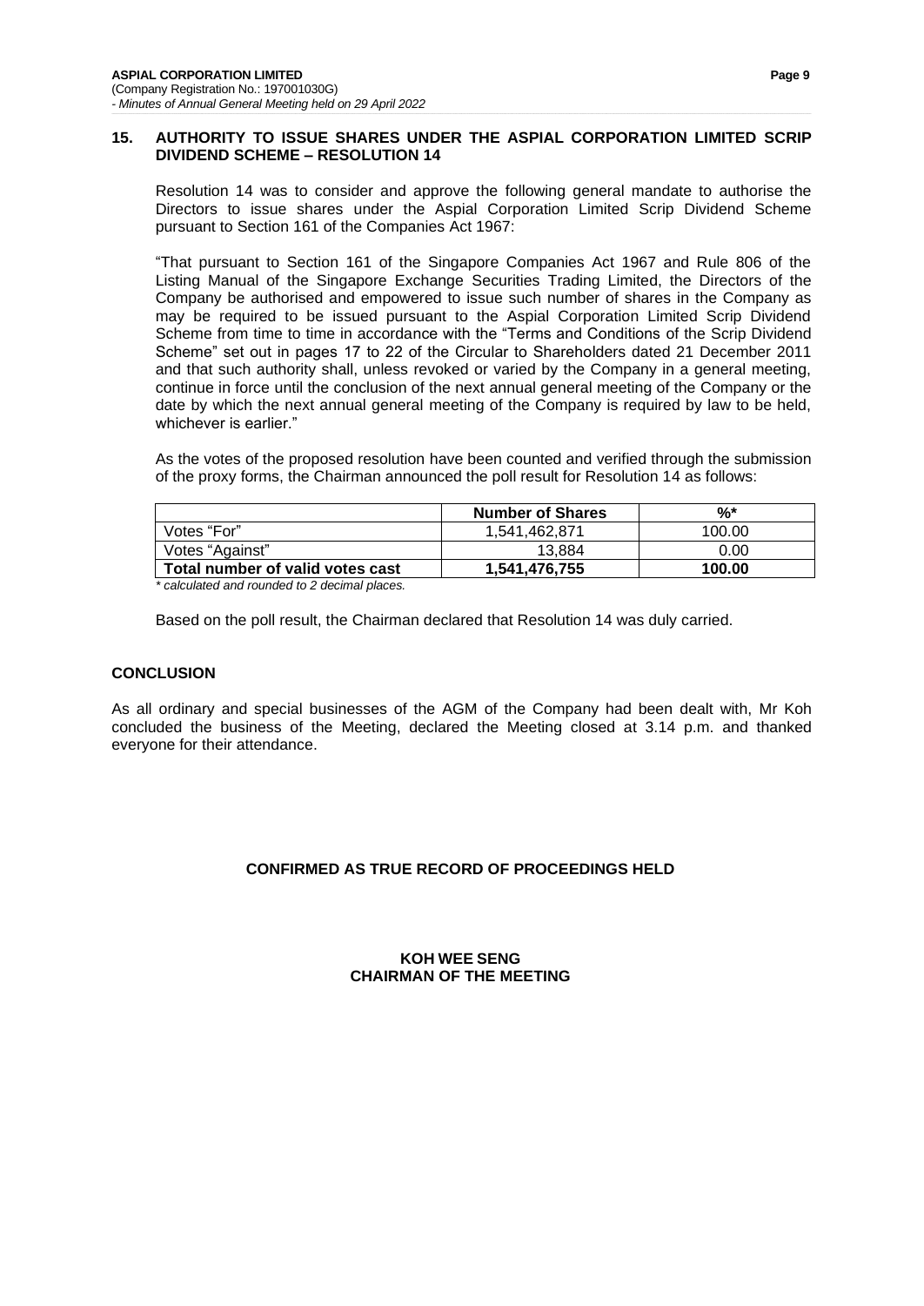## 15. AUTHORITY TO ISSUE SHARES UNDER THE ASPIAL CORPORATION LIMITED SCRIP DIVIDEND SCHEME – RESOLUTION 14

Resolution 14 was to consider and approve the following general mandate to authorise the Directors to issue shares under the Aspial Corporation Limited Scrip Dividend Scheme pursuant to Section 161 of the Companies Act 1967:

"That pursuant to Section 161 of the Singapore Companies Act 1967 and Rule 806 of the Listing Manual of the Singapore Exchange Securities Trading Limited, the Directors of the Company be authorised and empowered to issue such number of shares in the Company as may be required to be issued pursuant to the Aspial Corporation Limited Scrip Dividend Scheme from time to time in accordance with the "Terms and Conditions of the Scrip Dividend Scheme" set out in pages 17 to 22 of the Circular to Shareholders dated 21 December 2011 and that such authority shall, unless revoked or varied by the Company in a general meeting, continue in force until the conclusion of the next annual general meeting of the Company or the date by which the next annual general meeting of the Company is required by law to be held, whichever is earlier."

As the votes of the proposed resolution have been counted and verified through the submission of the proxy forms, the Chairman announced the poll result for Resolution 14 as follows:

| | Number of Shares | %* |
|---|---|---|
| Votes "For" | 1,541,462,871 | 100.00 |
| Votes "Against" | 13,884 | 0.00 |
| **Total number of valid votes cast** | **1,541,476,755** | **100.00** |

*\* calculated and rounded to 2 decimal places.*

Based on the poll result, the Chairman declared that Resolution 14 was duly carried.

## CONCLUSION

As all ordinary and special businesses of the AGM of the Company had been dealt with, Mr Koh concluded the business of the Meeting, declared the Meeting closed at 3.14 p.m. and thanked everyone for their attendance.

**CONFIRMED AS TRUE RECORD OF PROCEEDINGS HELD**

**KOH WEE SENG**
**CHAIRMAN OF THE MEETING**